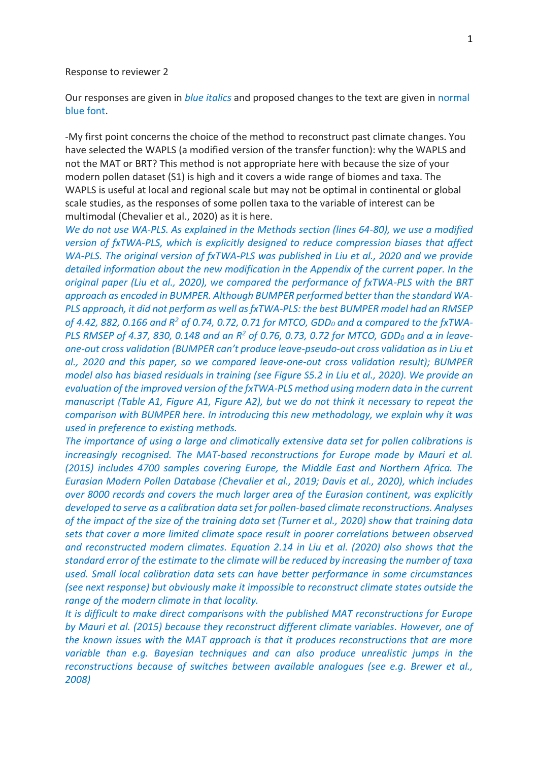Response to reviewer 2

Our responses are given in *blue italics* and proposed changes to the text are given in normal blue font.

-My first point concerns the choice of the method to reconstruct past climate changes. You have selected the WAPLS (a modified version of the transfer function): why the WAPLS and not the MAT or BRT? This method is not appropriate here with because the size of your modern pollen dataset (S1) is high and it covers a wide range of biomes and taxa. The WAPLS is useful at local and regional scale but may not be optimal in continental or global scale studies, as the responses of some pollen taxa to the variable of interest can be multimodal (Chevalier et al., 2020) as it is here.

*We do not use WA-PLS. As explained in the Methods section (lines 64-80), we use a modified version of fxTWA-PLS, which is explicitly designed to reduce compression biases that affect WA-PLS. The original version of fxTWA-PLS was published in Liu et al., 2020 and we provide detailed information about the new modification in the Appendix of the current paper. In the original paper (Liu et al., 2020), we compared the performance of fxTWA-PLS with the BRT approach as encoded in BUMPER. Although BUMPER performed better than the standard WA-PLS approach, it did not perform as well as fxTWA-PLS: the best BUMPER model had an RMSEP of 4.42, 882, 0.166 and $R^2$ of 0.74, 0.72, 0.71 for MTCO, $GDD_0$ and α compared to the fxTWA-PLS RMSEP of 4.37, 830, 0.148 and an $R^2$ of 0.76, 0.73, 0.72 for MTCO, $GDD_0$ and α in leave-one-out cross validation (BUMPER can't produce leave-pseudo-out cross validation as in Liu et al., 2020 and this paper, so we compared leave-one-out cross validation result); BUMPER model also has biased residuals in training (see Figure S5.2 in Liu et al., 2020). We provide an evaluation of the improved version of the fxTWA-PLS method using modern data in the current manuscript (Table A1, Figure A1, Figure A2), but we do not think it necessary to repeat the comparison with BUMPER here. In introducing this new methodology, we explain why it was used in preference to existing methods.*

*The importance of using a large and climatically extensive data set for pollen calibrations is increasingly recognised. The MAT-based reconstructions for Europe made by Mauri et al. (2015) includes 4700 samples covering Europe, the Middle East and Northern Africa. The Eurasian Modern Pollen Database (Chevalier et al., 2019; Davis et al., 2020), which includes over 8000 records and covers the much larger area of the Eurasian continent, was explicitly developed to serve as a calibration data set for pollen-based climate reconstructions. Analyses of the impact of the size of the training data set (Turner et al., 2020) show that training data sets that cover a more limited climate space result in poorer correlations between observed and reconstructed modern climates. Equation 2.14 in Liu et al. (2020) also shows that the standard error of the estimate to the climate will be reduced by increasing the number of taxa used. Small local calibration data sets can have better performance in some circumstances (see next response) but obviously make it impossible to reconstruct climate states outside the range of the modern climate in that locality.*

*It is difficult to make direct comparisons with the published MAT reconstructions for Europe by Mauri et al. (2015) because they reconstruct different climate variables. However, one of the known issues with the MAT approach is that it produces reconstructions that are more variable than e.g. Bayesian techniques and can also produce unrealistic jumps in the reconstructions because of switches between available analogues (see e.g. Brewer et al., 2008)*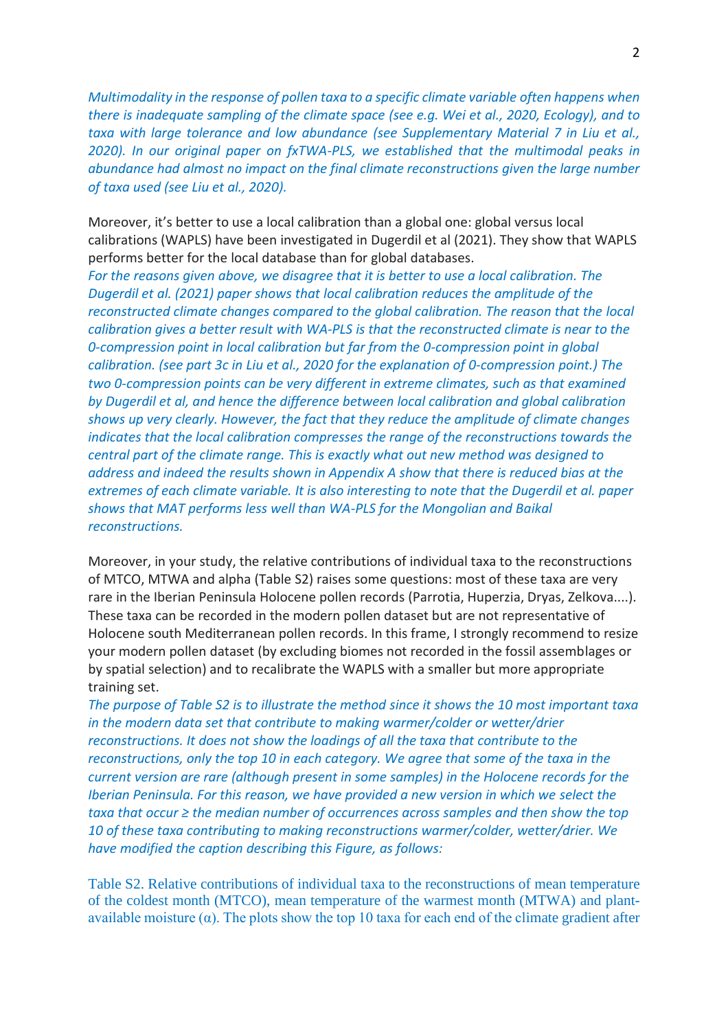*Multimodality in the response of pollen taxa to a specific climate variable often happens when there is inadequate sampling of the climate space (see e.g. Wei et al., 2020, Ecology), and to taxa with large tolerance and low abundance (see Supplementary Material 7 in Liu et al., 2020). In our original paper on fxTWA-PLS, we established that the multimodal peaks in abundance had almost no impact on the final climate reconstructions given the large number of taxa used (see Liu et al., 2020).*

Moreover, it's better to use a local calibration than a global one: global versus local calibrations (WAPLS) have been investigated in Dugerdil et al (2021). They show that WAPLS performs better for the local database than for global databases.

*For the reasons given above, we disagree that it is better to use a local calibration. The Dugerdil et al. (2021) paper shows that local calibration reduces the amplitude of the reconstructed climate changes compared to the global calibration. The reason that the local calibration gives a better result with WA-PLS is that the reconstructed climate is near to the 0-compression point in local calibration but far from the 0-compression point in global calibration. (see part 3c in Liu et al., 2020 for the explanation of 0-compression point.) The two 0-compression points can be very different in extreme climates, such as that examined by Dugerdil et al, and hence the difference between local calibration and global calibration shows up very clearly. However, the fact that they reduce the amplitude of climate changes indicates that the local calibration compresses the range of the reconstructions towards the central part of the climate range. This is exactly what out new method was designed to address and indeed the results shown in Appendix A show that there is reduced bias at the extremes of each climate variable. It is also interesting to note that the Dugerdil et al. paper shows that MAT performs less well than WA-PLS for the Mongolian and Baikal reconstructions.*

Moreover, in your study, the relative contributions of individual taxa to the reconstructions of MTCO, MTWA and alpha (Table S2) raises some questions: most of these taxa are very rare in the Iberian Peninsula Holocene pollen records (Parrotia, Huperzia, Dryas, Zelkova....). These taxa can be recorded in the modern pollen dataset but are not representative of Holocene south Mediterranean pollen records. In this frame, I strongly recommend to resize your modern pollen dataset (by excluding biomes not recorded in the fossil assemblages or by spatial selection) and to recalibrate the WAPLS with a smaller but more appropriate training set.

*The purpose of Table S2 is to illustrate the method since it shows the 10 most important taxa in the modern data set that contribute to making warmer/colder or wetter/drier reconstructions. It does not show the loadings of all the taxa that contribute to the reconstructions, only the top 10 in each category. We agree that some of the taxa in the current version are rare (although present in some samples) in the Holocene records for the Iberian Peninsula. For this reason, we have provided a new version in which we select the taxa that occur ≥ the median number of occurrences across samples and then show the top 10 of these taxa contributing to making reconstructions warmer/colder, wetter/drier. We have modified the caption describing this Figure, as follows:*

Table S2. Relative contributions of individual taxa to the reconstructions of mean temperature of the coldest month (MTCO), mean temperature of the warmest month (MTWA) and plant-available moisture (α). The plots show the top 10 taxa for each end of the climate gradient after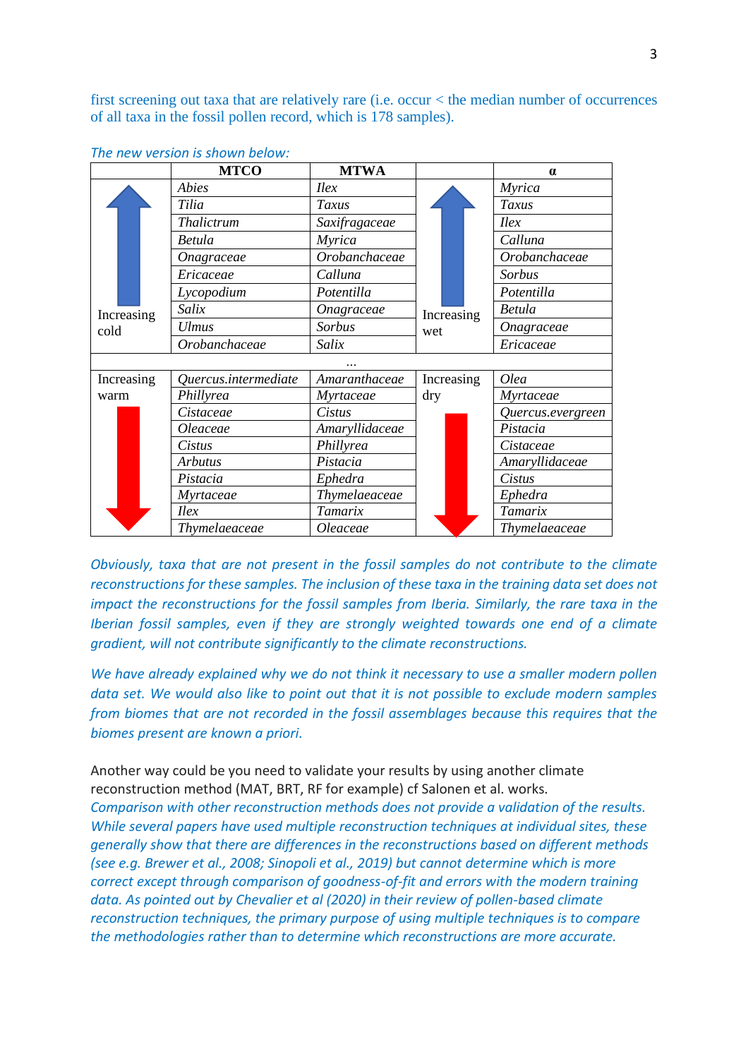first screening out taxa that are relatively rare (i.e. occur < the median number of occurrences of all taxa in the fossil pollen record, which is 178 samples).

*The new version is shown below:*

| | MTCO | MTWA | | α |
|---|---|---|---|---|
| Increasing cold | *Abies* | *Ilex* | Increasing wet | *Myrica* |
| | *Tilia* | *Taxus* | | *Taxus* |
| | *Thalictrum* | *Saxifragaceae* | | *Ilex* |
| | *Betula* | *Myrica* | | *Calluna* |
| | *Onagraceae* | *Orobanchaceae* | | *Orobanchaceae* |
| | *Ericaceae* | *Calluna* | | *Sorbus* |
| | *Lycopodium* | *Potentilla* | | *Potentilla* |
| | *Salix* | *Onagraceae* | | *Betula* |
| | *Ulmus* | *Sorbus* | | *Onagraceae* |
| | *Orobanchaceae* | *Salix* | | *Ericaceae* |
| … | | | | |
| Increasing warm | *Quercus.intermediate* | *Amaranthaceae* | Increasing dry | *Olea* |
| | *Phillyrea* | *Myrtaceae* | | *Myrtaceae* |
| | *Cistaceae* | *Cistus* | | *Quercus.evergreen* |
| | *Oleaceae* | *Amaryllidaceae* | | *Pistacia* |
| | *Cistus* | *Phillyrea* | | *Cistaceae* |
| | *Arbutus* | *Pistacia* | | *Amaryllidaceae* |
| | *Pistacia* | *Ephedra* | | *Cistus* |
| | *Myrtaceae* | *Thymelaeaceae* | | *Ephedra* |
| | *Ilex* | *Tamarix* | | *Tamarix* |
| | *Thymelaeaceae* | *Oleaceae* | | *Thymelaeaceae* |

*Obviously, taxa that are not present in the fossil samples do not contribute to the climate reconstructions for these samples. The inclusion of these taxa in the training data set does not impact the reconstructions for the fossil samples from Iberia. Similarly, the rare taxa in the Iberian fossil samples, even if they are strongly weighted towards one end of a climate gradient, will not contribute significantly to the climate reconstructions.*

*We have already explained why we do not think it necessary to use a smaller modern pollen data set. We would also like to point out that it is not possible to exclude modern samples from biomes that are not recorded in the fossil assemblages because this requires that the biomes present are known a priori.*

Another way could be you need to validate your results by using another climate reconstruction method (MAT, BRT, RF for example) cf Salonen et al. works.

*Comparison with other reconstruction methods does not provide a validation of the results. While several papers have used multiple reconstruction techniques at individual sites, these generally show that there are differences in the reconstructions based on different methods (see e.g. Brewer et al., 2008; Sinopoli et al., 2019) but cannot determine which is more correct except through comparison of goodness-of-fit and errors with the modern training data. As pointed out by Chevalier et al (2020) in their review of pollen-based climate reconstruction techniques, the primary purpose of using multiple techniques is to compare the methodologies rather than to determine which reconstructions are more accurate.*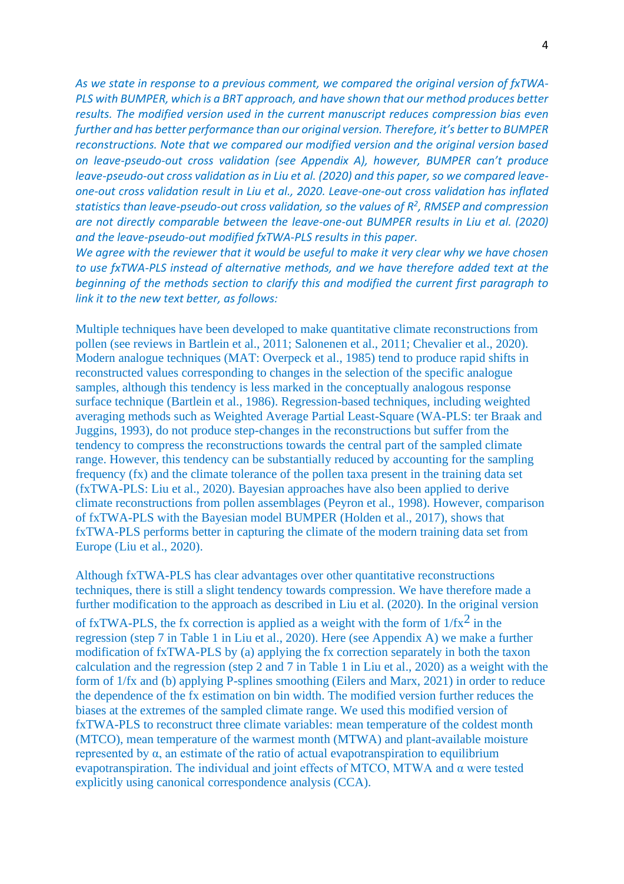*As we state in response to a previous comment, we compared the original version of fxTWA-PLS with BUMPER, which is a BRT approach, and have shown that our method produces better results. The modified version used in the current manuscript reduces compression bias even further and has better performance than our original version. Therefore, it's better to BUMPER reconstructions. Note that we compared our modified version and the original version based on leave-pseudo-out cross validation (see Appendix A), however, BUMPER can't produce leave-pseudo-out cross validation as in Liu et al. (2020) and this paper, so we compared leave-one-out cross validation result in Liu et al., 2020. Leave-one-out cross validation has inflated statistics than leave-pseudo-out cross validation, so the values of $R^2$, RMSEP and compression are not directly comparable between the leave-one-out BUMPER results in Liu et al. (2020) and the leave-pseudo-out modified fxTWA-PLS results in this paper.*

*We agree with the reviewer that it would be useful to make it very clear why we have chosen to use fxTWA-PLS instead of alternative methods, and we have therefore added text at the beginning of the methods section to clarify this and modified the current first paragraph to link it to the new text better, as follows:*

Multiple techniques have been developed to make quantitative climate reconstructions from pollen (see reviews in Bartlein et al., 2011; Salonenen et al., 2011; Chevalier et al., 2020). Modern analogue techniques (MAT: Overpeck et al., 1985) tend to produce rapid shifts in reconstructed values corresponding to changes in the selection of the specific analogue samples, although this tendency is less marked in the conceptually analogous response surface technique (Bartlein et al., 1986). Regression-based techniques, including weighted averaging methods such as Weighted Average Partial Least-Square (WA-PLS: ter Braak and Juggins, 1993), do not produce step-changes in the reconstructions but suffer from the tendency to compress the reconstructions towards the central part of the sampled climate range. However, this tendency can be substantially reduced by accounting for the sampling frequency (fx) and the climate tolerance of the pollen taxa present in the training data set (fxTWA-PLS: Liu et al., 2020). Bayesian approaches have also been applied to derive climate reconstructions from pollen assemblages (Peyron et al., 1998). However, comparison of fxTWA-PLS with the Bayesian model BUMPER (Holden et al., 2017), shows that fxTWA-PLS performs better in capturing the climate of the modern training data set from Europe (Liu et al., 2020).

Although fxTWA-PLS has clear advantages over other quantitative reconstructions techniques, there is still a slight tendency towards compression. We have therefore made a further modification to the approach as described in Liu et al. (2020). In the original version of fxTWA-PLS, the fx correction is applied as a weight with the form of $1/fx^2$ in the regression (step 7 in Table 1 in Liu et al., 2020). Here (see Appendix A) we make a further modification of fxTWA-PLS by (a) applying the fx correction separately in both the taxon calculation and the regression (step 2 and 7 in Table 1 in Liu et al., 2020) as a weight with the form of $1/fx$ and (b) applying P-splines smoothing (Eilers and Marx, 2021) in order to reduce the dependence of the fx estimation on bin width. The modified version further reduces the biases at the extremes of the sampled climate range. We used this modified version of fxTWA-PLS to reconstruct three climate variables: mean temperature of the coldest month (MTCO), mean temperature of the warmest month (MTWA) and plant-available moisture represented by $\alpha$, an estimate of the ratio of actual evapotranspiration to equilibrium evapotranspiration. The individual and joint effects of MTCO, MTWA and $\alpha$ were tested explicitly using canonical correspondence analysis (CCA).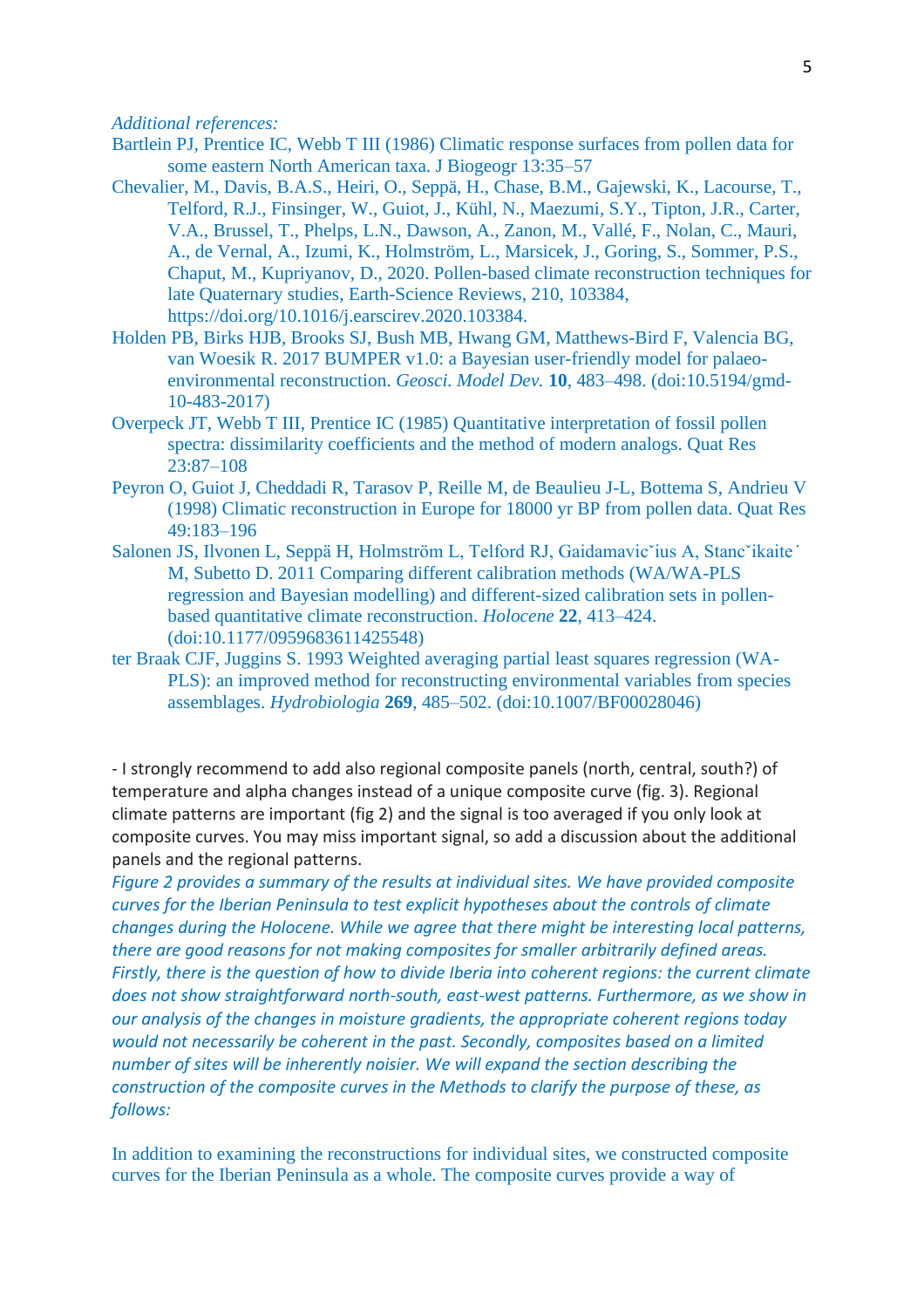*Additional references:*

Bartlein PJ, Prentice IC, Webb T III (1986) Climatic response surfaces from pollen data for some eastern North American taxa. J Biogeogr 13:35–57

Chevalier, M., Davis, B.A.S., Heiri, O., Seppä, H., Chase, B.M., Gajewski, K., Lacourse, T., Telford, R.J., Finsinger, W., Guiot, J., Kühl, N., Maezumi, S.Y., Tipton, J.R., Carter, V.A., Brussel, T., Phelps, L.N., Dawson, A., Zanon, M., Vallé, F., Nolan, C., Mauri, A., de Vernal, A., Izumi, K., Holmström, L., Marsicek, J., Goring, S., Sommer, P.S., Chaput, M., Kupriyanov, D., 2020. Pollen-based climate reconstruction techniques for late Quaternary studies, Earth-Science Reviews, 210, 103384, https://doi.org/10.1016/j.earscirev.2020.103384.

Holden PB, Birks HJB, Brooks SJ, Bush MB, Hwang GM, Matthews-Bird F, Valencia BG, van Woesik R. 2017 BUMPER v1.0: a Bayesian user-friendly model for palaeo-environmental reconstruction. *Geosci. Model Dev.* **10**, 483–498. (doi:10.5194/gmd-10-483-2017)

Overpeck JT, Webb T III, Prentice IC (1985) Quantitative interpretation of fossil pollen spectra: dissimilarity coefficients and the method of modern analogs. Quat Res 23:87–108

Peyron O, Guiot J, Cheddadi R, Tarasov P, Reille M, de Beaulieu J-L, Bottema S, Andrieu V (1998) Climatic reconstruction in Europe for 18000 yr BP from pollen data. Quat Res 49:183–196

Salonen JS, Ilvonen L, Seppä H, Holmström L, Telford RJ, Gaidamavičius A, Stančikaitė M, Subetto D. 2011 Comparing different calibration methods (WA/WA-PLS regression and Bayesian modelling) and different-sized calibration sets in pollen-based quantitative climate reconstruction. *Holocene* **22**, 413–424. (doi:10.1177/0959683611425548)

ter Braak CJF, Juggins S. 1993 Weighted averaging partial least squares regression (WA-PLS): an improved method for reconstructing environmental variables from species assemblages. *Hydrobiologia* **269**, 485–502. (doi:10.1007/BF00028046)

- I strongly recommend to add also regional composite panels (north, central, south?) of temperature and alpha changes instead of a unique composite curve (fig. 3). Regional climate patterns are important (fig 2) and the signal is too averaged if you only look at composite curves. You may miss important signal, so add a discussion about the additional panels and the regional patterns.

*Figure 2 provides a summary of the results at individual sites. We have provided composite curves for the Iberian Peninsula to test explicit hypotheses about the controls of climate changes during the Holocene. While we agree that there might be interesting local patterns, there are good reasons for not making composites for smaller arbitrarily defined areas. Firstly, there is the question of how to divide Iberia into coherent regions: the current climate does not show straightforward north-south, east-west patterns. Furthermore, as we show in our analysis of the changes in moisture gradients, the appropriate coherent regions today would not necessarily be coherent in the past. Secondly, composites based on a limited number of sites will be inherently noisier. We will expand the section describing the construction of the composite curves in the Methods to clarify the purpose of these, as follows:*

In addition to examining the reconstructions for individual sites, we constructed composite curves for the Iberian Peninsula as a whole. The composite curves provide a way of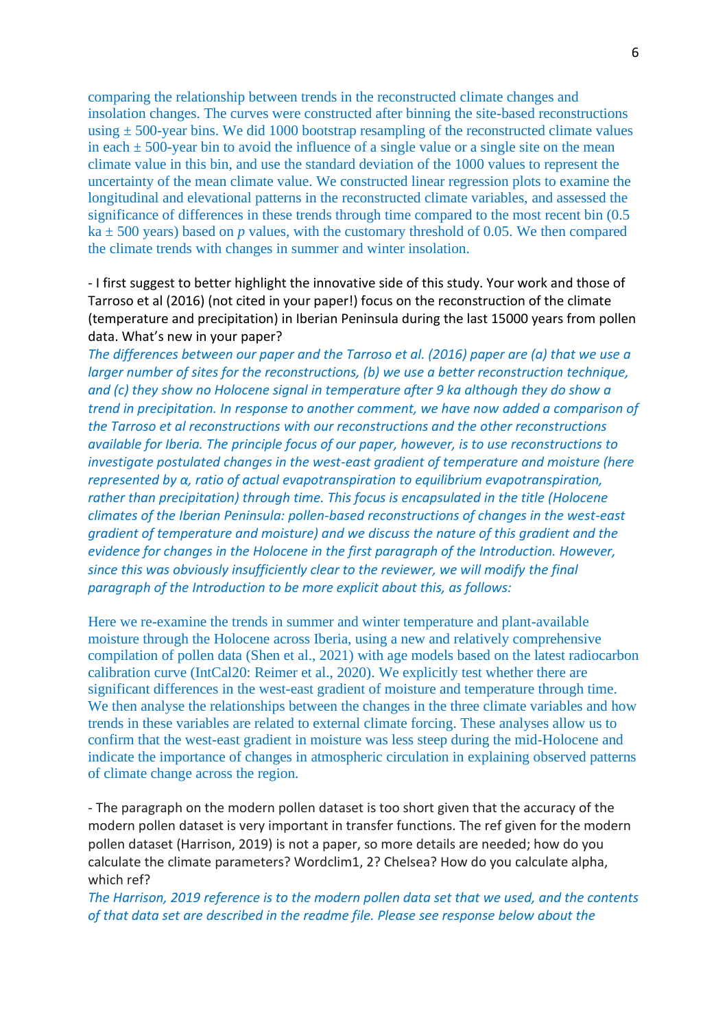comparing the relationship between trends in the reconstructed climate changes and insolation changes. The curves were constructed after binning the site-based reconstructions using ± 500-year bins. We did 1000 bootstrap resampling of the reconstructed climate values in each ± 500-year bin to avoid the influence of a single value or a single site on the mean climate value in this bin, and use the standard deviation of the 1000 values to represent the uncertainty of the mean climate value. We constructed linear regression plots to examine the longitudinal and elevational patterns in the reconstructed climate variables, and assessed the significance of differences in these trends through time compared to the most recent bin (0.5 ka ± 500 years) based on *p* values, with the customary threshold of 0.05. We then compared the climate trends with changes in summer and winter insolation.

- I first suggest to better highlight the innovative side of this study. Your work and those of Tarroso et al (2016) (not cited in your paper!) focus on the reconstruction of the climate (temperature and precipitation) in Iberian Peninsula during the last 15000 years from pollen data. What's new in your paper?

*The differences between our paper and the Tarroso et al. (2016) paper are (a) that we use a larger number of sites for the reconstructions, (b) we use a better reconstruction technique, and (c) they show no Holocene signal in temperature after 9 ka although they do show a trend in precipitation. In response to another comment, we have now added a comparison of the Tarroso et al reconstructions with our reconstructions and the other reconstructions available for Iberia. The principle focus of our paper, however, is to use reconstructions to investigate postulated changes in the west-east gradient of temperature and moisture (here represented by α, ratio of actual evapotranspiration to equilibrium evapotranspiration, rather than precipitation) through time. This focus is encapsulated in the title (Holocene climates of the Iberian Peninsula: pollen-based reconstructions of changes in the west-east gradient of temperature and moisture) and we discuss the nature of this gradient and the evidence for changes in the Holocene in the first paragraph of the Introduction. However, since this was obviously insufficiently clear to the reviewer, we will modify the final paragraph of the Introduction to be more explicit about this, as follows:*

Here we re-examine the trends in summer and winter temperature and plant-available moisture through the Holocene across Iberia, using a new and relatively comprehensive compilation of pollen data (Shen et al., 2021) with age models based on the latest radiocarbon calibration curve (IntCal20: Reimer et al., 2020). We explicitly test whether there are significant differences in the west-east gradient of moisture and temperature through time. We then analyse the relationships between the changes in the three climate variables and how trends in these variables are related to external climate forcing. These analyses allow us to confirm that the west-east gradient in moisture was less steep during the mid-Holocene and indicate the importance of changes in atmospheric circulation in explaining observed patterns of climate change across the region.

- The paragraph on the modern pollen dataset is too short given that the accuracy of the modern pollen dataset is very important in transfer functions. The ref given for the modern pollen dataset (Harrison, 2019) is not a paper, so more details are needed; how do you calculate the climate parameters? Wordclim1, 2? Chelsea? How do you calculate alpha, which ref?

*The Harrison, 2019 reference is to the modern pollen data set that we used, and the contents of that data set are described in the readme file. Please see response below about the*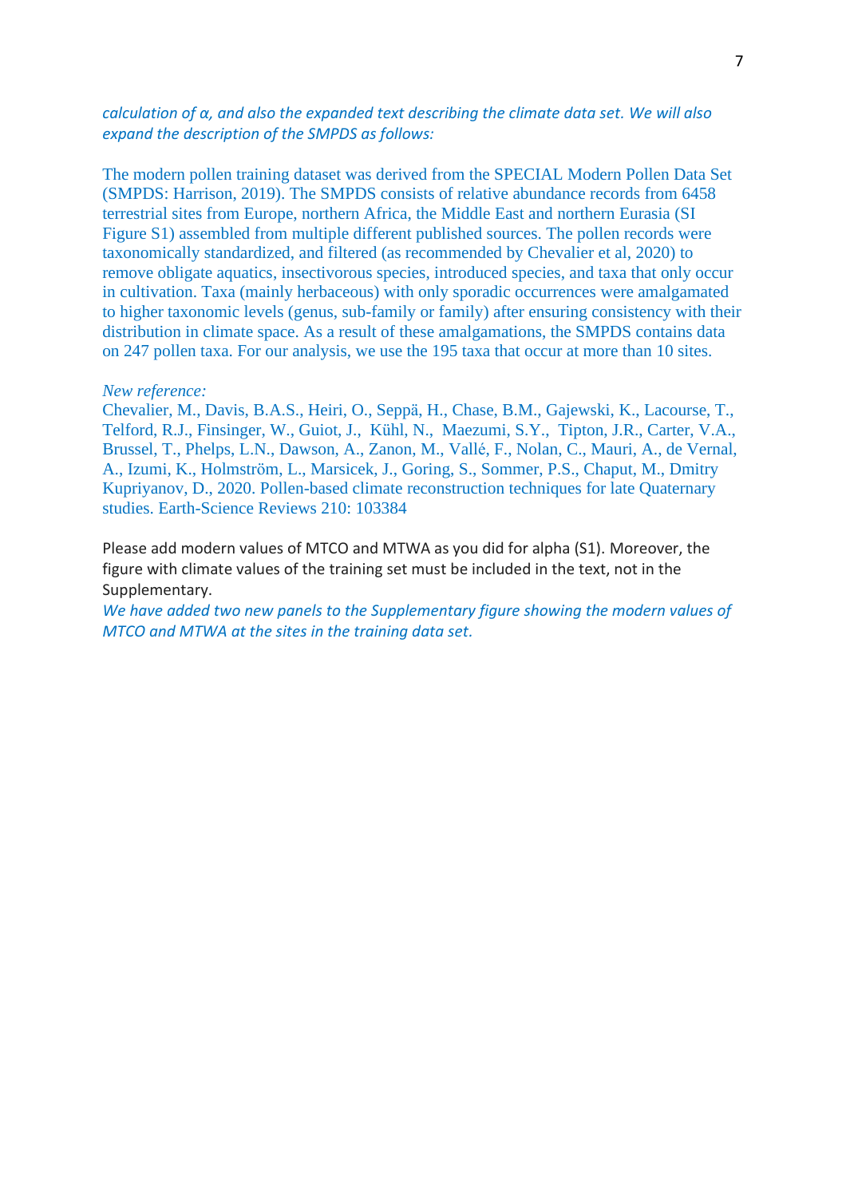*calculation of α, and also the expanded text describing the climate data set. We will also expand the description of the SMPDS as follows:*

The modern pollen training dataset was derived from the SPECIAL Modern Pollen Data Set (SMPDS: Harrison, 2019). The SMPDS consists of relative abundance records from 6458 terrestrial sites from Europe, northern Africa, the Middle East and northern Eurasia (SI Figure S1) assembled from multiple different published sources. The pollen records were taxonomically standardized, and filtered (as recommended by Chevalier et al, 2020) to remove obligate aquatics, insectivorous species, introduced species, and taxa that only occur in cultivation. Taxa (mainly herbaceous) with only sporadic occurrences were amalgamated to higher taxonomic levels (genus, sub-family or family) after ensuring consistency with their distribution in climate space. As a result of these amalgamations, the SMPDS contains data on 247 pollen taxa. For our analysis, we use the 195 taxa that occur at more than 10 sites.

*New reference:*

Chevalier, M., Davis, B.A.S., Heiri, O., Seppä, H., Chase, B.M., Gajewski, K., Lacourse, T., Telford, R.J., Finsinger, W., Guiot, J., Kühl, N., Maezumi, S.Y., Tipton, J.R., Carter, V.A., Brussel, T., Phelps, L.N., Dawson, A., Zanon, M., Vallé, F., Nolan, C., Mauri, A., de Vernal, A., Izumi, K., Holmström, L., Marsicek, J., Goring, S., Sommer, P.S., Chaput, M., Dmitry Kupriyanov, D., 2020. Pollen-based climate reconstruction techniques for late Quaternary studies. Earth-Science Reviews 210: 103384

Please add modern values of MTCO and MTWA as you did for alpha (S1). Moreover, the figure with climate values of the training set must be included in the text, not in the Supplementary.

*We have added two new panels to the Supplementary figure showing the modern values of MTCO and MTWA at the sites in the training data set.*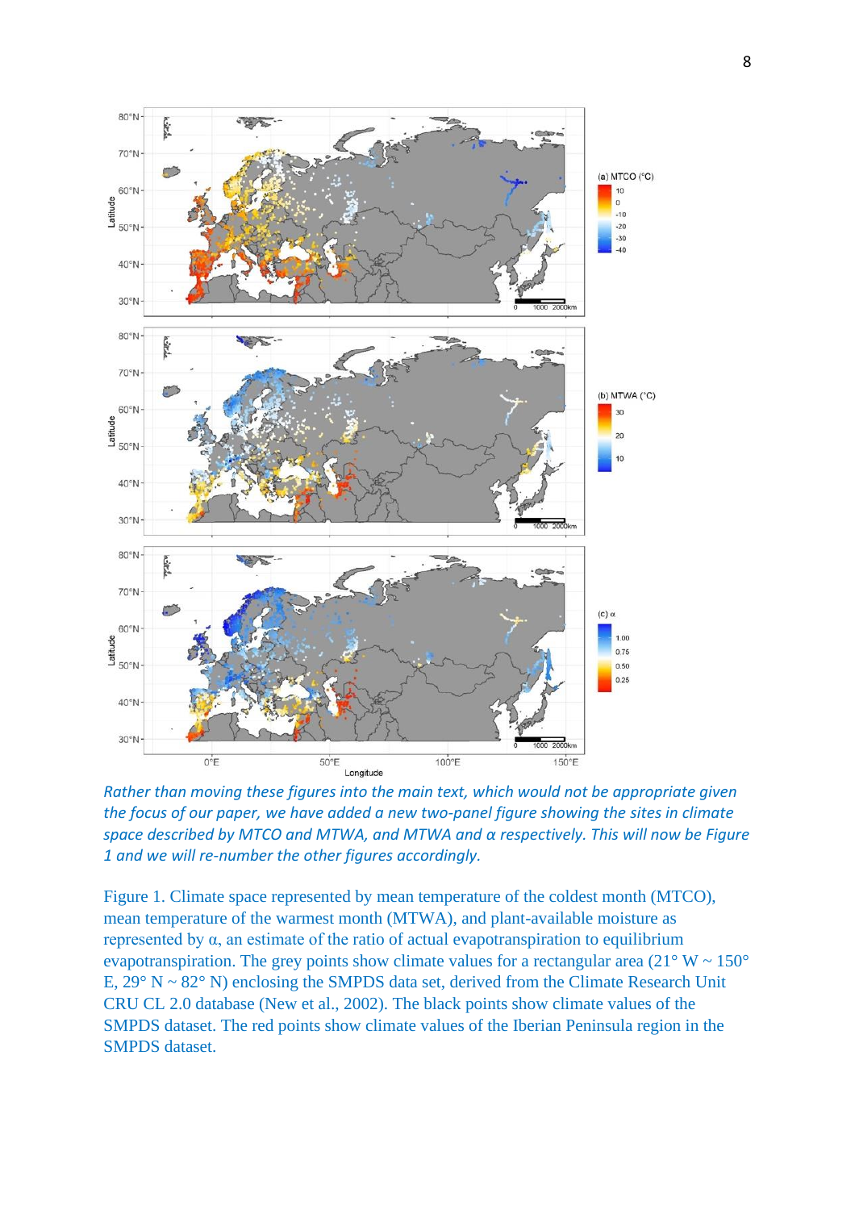*Rather than moving these figures into the main text, which would not be appropriate given the focus of our paper, we have added a new two-panel figure showing the sites in climate space described by MTCO and MTWA, and MTWA and α respectively. This will now be Figure 1 and we will re-number the other figures accordingly.*

Figure 1. Climate space represented by mean temperature of the coldest month (MTCO), mean temperature of the warmest month (MTWA), and plant-available moisture as represented by α, an estimate of the ratio of actual evapotranspiration to equilibrium evapotranspiration. The grey points show climate values for a rectangular area (21° W ~ 150° E, 29° N ~ 82° N) enclosing the SMPDS data set, derived from the Climate Research Unit CRU CL 2.0 database (New et al., 2002). The black points show climate values of the SMPDS dataset. The red points show climate values of the Iberian Peninsula region in the SMPDS dataset.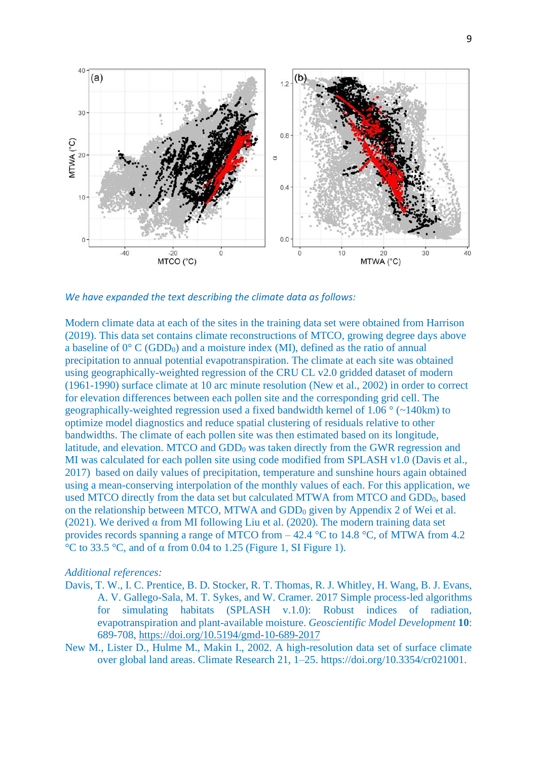*We have expanded the text describing the climate data as follows:*

Modern climate data at each of the sites in the training data set were obtained from Harrison (2019). This data set contains climate reconstructions of MTCO, growing degree days above a baseline of 0° C ($GDD_0$) and a moisture index (MI), defined as the ratio of annual precipitation to annual potential evapotranspiration. The climate at each site was obtained using geographically-weighted regression of the CRU CL v2.0 gridded dataset of modern (1961-1990) surface climate at 10 arc minute resolution (New et al., 2002) in order to correct for elevation differences between each pollen site and the corresponding grid cell. The geographically-weighted regression used a fixed bandwidth kernel of 1.06 ° (~140km) to optimize model diagnostics and reduce spatial clustering of residuals relative to other bandwidths. The climate of each pollen site was then estimated based on its longitude, latitude, and elevation. MTCO and $GDD_0$ was taken directly from the GWR regression and MI was calculated for each pollen site using code modified from SPLASH v1.0 (Davis et al., 2017) based on daily values of precipitation, temperature and sunshine hours again obtained using a mean-conserving interpolation of the monthly values of each. For this application, we used MTCO directly from the data set but calculated MTWA from MTCO and $GDD_0$, based on the relationship between MTCO, MTWA and $GDD_0$ given by Appendix 2 of Wei et al. (2021). We derived $\alpha$ from MI following Liu et al. (2020). The modern training data set provides records spanning a range of MTCO from – 42.4 °C to 14.8 °C, of MTWA from 4.2 °C to 33.5 °C, and of $\alpha$ from 0.04 to 1.25 (Figure 1, SI Figure 1).

*Additional references:*

Davis, T. W., I. C. Prentice, B. D. Stocker, R. T. Thomas, R. J. Whitley, H. Wang, B. J. Evans, A. V. Gallego-Sala, M. T. Sykes, and W. Cramer. 2017 Simple process-led algorithms for simulating habitats (SPLASH v.1.0): Robust indices of radiation, evapotranspiration and plant-available moisture. *Geoscientific Model Development* **10**: 689-708, https://doi.org/10.5194/gmd-10-689-2017

New M., Lister D., Hulme M., Makin I., 2002. A high-resolution data set of surface climate over global land areas. Climate Research 21, 1–25. https://doi.org/10.3354/cr021001.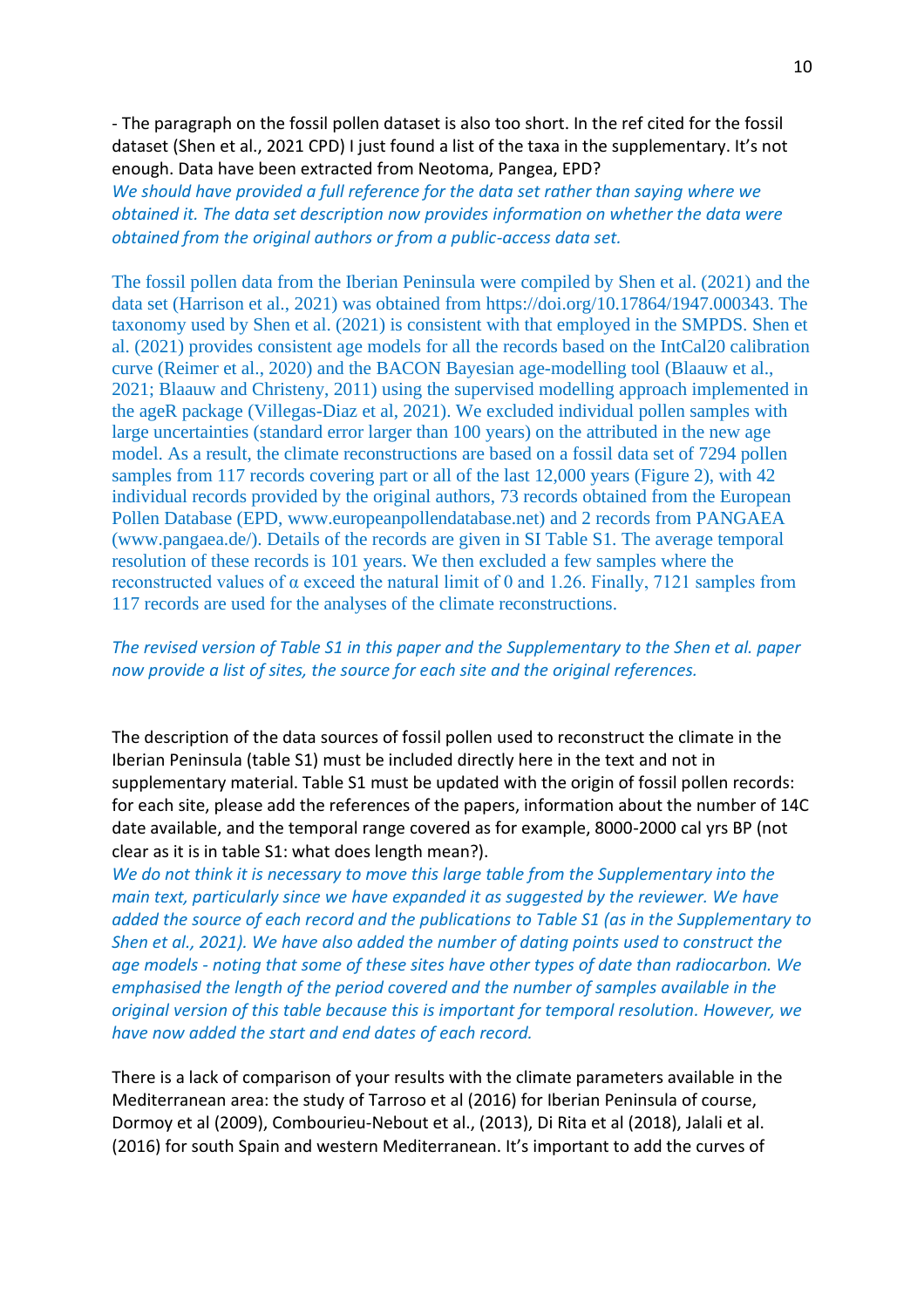- The paragraph on the fossil pollen dataset is also too short. In the ref cited for the fossil dataset (Shen et al., 2021 CPD) I just found a list of the taxa in the supplementary. It's not enough. Data have been extracted from Neotoma, Pangea, EPD?

*We should have provided a full reference for the data set rather than saying where we obtained it. The data set description now provides information on whether the data were obtained from the original authors or from a public-access data set.*

The fossil pollen data from the Iberian Peninsula were compiled by Shen et al. (2021) and the data set (Harrison et al., 2021) was obtained from https://doi.org/10.17864/1947.000343. The taxonomy used by Shen et al. (2021) is consistent with that employed in the SMPDS. Shen et al. (2021) provides consistent age models for all the records based on the IntCal20 calibration curve (Reimer et al., 2020) and the BACON Bayesian age-modelling tool (Blaauw et al., 2021; Blaauw and Christeny, 2011) using the supervised modelling approach implemented in the ageR package (Villegas-Diaz et al, 2021). We excluded individual pollen samples with large uncertainties (standard error larger than 100 years) on the attributed in the new age model. As a result, the climate reconstructions are based on a fossil data set of 7294 pollen samples from 117 records covering part or all of the last 12,000 years (Figure 2), with 42 individual records provided by the original authors, 73 records obtained from the European Pollen Database (EPD, www.europeanpollendatabase.net) and 2 records from PANGAEA (www.pangaea.de/). Details of the records are given in SI Table S1. The average temporal resolution of these records is 101 years. We then excluded a few samples where the reconstructed values of α exceed the natural limit of 0 and 1.26. Finally, 7121 samples from 117 records are used for the analyses of the climate reconstructions.

*The revised version of Table S1 in this paper and the Supplementary to the Shen et al. paper now provide a list of sites, the source for each site and the original references.*

The description of the data sources of fossil pollen used to reconstruct the climate in the Iberian Peninsula (table S1) must be included directly here in the text and not in supplementary material. Table S1 must be updated with the origin of fossil pollen records: for each site, please add the references of the papers, information about the number of 14C date available, and the temporal range covered as for example, 8000-2000 cal yrs BP (not clear as it is in table S1: what does length mean?).

*We do not think it is necessary to move this large table from the Supplementary into the main text, particularly since we have expanded it as suggested by the reviewer. We have added the source of each record and the publications to Table S1 (as in the Supplementary to Shen et al., 2021). We have also added the number of dating points used to construct the age models - noting that some of these sites have other types of date than radiocarbon. We emphasised the length of the period covered and the number of samples available in the original version of this table because this is important for temporal resolution. However, we have now added the start and end dates of each record.*

There is a lack of comparison of your results with the climate parameters available in the Mediterranean area: the study of Tarroso et al (2016) for Iberian Peninsula of course, Dormoy et al (2009), Combourieu-Nebout et al., (2013), Di Rita et al (2018), Jalali et al. (2016) for south Spain and western Mediterranean. It's important to add the curves of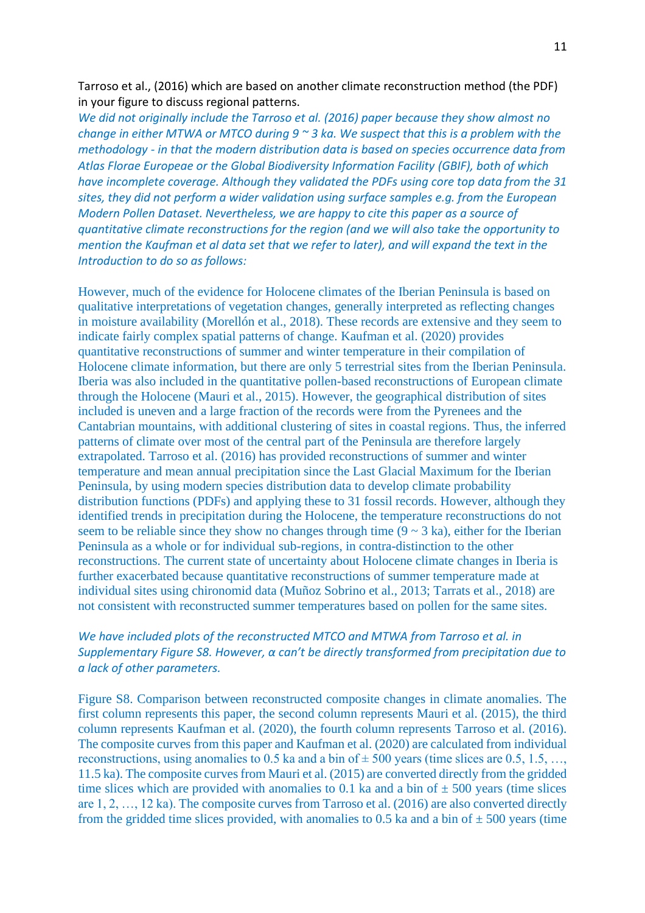Tarroso et al., (2016) which are based on another climate reconstruction method (the PDF) in your figure to discuss regional patterns.

*We did not originally include the Tarroso et al. (2016) paper because they show almost no change in either MTWA or MTCO during 9 ~ 3 ka. We suspect that this is a problem with the methodology - in that the modern distribution data is based on species occurrence data from Atlas Florae Europeae or the Global Biodiversity Information Facility (GBIF), both of which have incomplete coverage. Although they validated the PDFs using core top data from the 31 sites, they did not perform a wider validation using surface samples e.g. from the European Modern Pollen Dataset. Nevertheless, we are happy to cite this paper as a source of quantitative climate reconstructions for the region (and we will also take the opportunity to mention the Kaufman et al data set that we refer to later), and will expand the text in the Introduction to do so as follows:*

However, much of the evidence for Holocene climates of the Iberian Peninsula is based on qualitative interpretations of vegetation changes, generally interpreted as reflecting changes in moisture availability (Morellón et al., 2018). These records are extensive and they seem to indicate fairly complex spatial patterns of change. Kaufman et al. (2020) provides quantitative reconstructions of summer and winter temperature in their compilation of Holocene climate information, but there are only 5 terrestrial sites from the Iberian Peninsula. Iberia was also included in the quantitative pollen-based reconstructions of European climate through the Holocene (Mauri et al., 2015). However, the geographical distribution of sites included is uneven and a large fraction of the records were from the Pyrenees and the Cantabrian mountains, with additional clustering of sites in coastal regions. Thus, the inferred patterns of climate over most of the central part of the Peninsula are therefore largely extrapolated. Tarroso et al. (2016) has provided reconstructions of summer and winter temperature and mean annual precipitation since the Last Glacial Maximum for the Iberian Peninsula, by using modern species distribution data to develop climate probability distribution functions (PDFs) and applying these to 31 fossil records. However, although they identified trends in precipitation during the Holocene, the temperature reconstructions do not seem to be reliable since they show no changes through time (9 ~ 3 ka), either for the Iberian Peninsula as a whole or for individual sub-regions, in contra-distinction to the other reconstructions. The current state of uncertainty about Holocene climate changes in Iberia is further exacerbated because quantitative reconstructions of summer temperature made at individual sites using chironomid data (Muñoz Sobrino et al., 2013; Tarrats et al., 2018) are not consistent with reconstructed summer temperatures based on pollen for the same sites.

*We have included plots of the reconstructed MTCO and MTWA from Tarroso et al. in Supplementary Figure S8. However, α can't be directly transformed from precipitation due to a lack of other parameters.*

Figure S8. Comparison between reconstructed composite changes in climate anomalies. The first column represents this paper, the second column represents Mauri et al. (2015), the third column represents Kaufman et al. (2020), the fourth column represents Tarroso et al. (2016). The composite curves from this paper and Kaufman et al. (2020) are calculated from individual reconstructions, using anomalies to 0.5 ka and a bin of ± 500 years (time slices are 0.5, 1.5, …, 11.5 ka). The composite curves from Mauri et al. (2015) are converted directly from the gridded time slices which are provided with anomalies to 0.1 ka and a bin of ± 500 years (time slices are 1, 2, …, 12 ka). The composite curves from Tarroso et al. (2016) are also converted directly from the gridded time slices provided, with anomalies to 0.5 ka and a bin of ± 500 years (time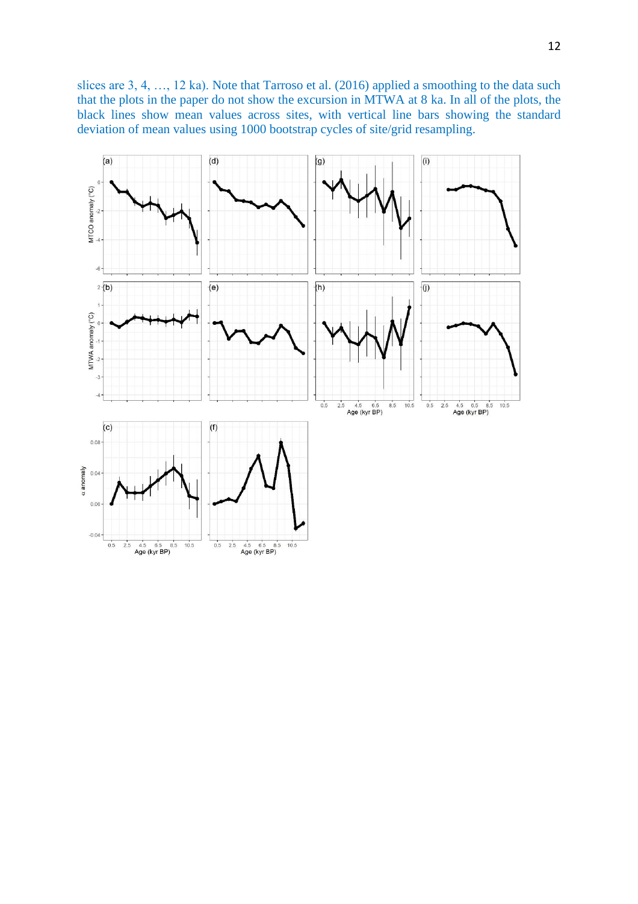slices are 3, 4, …, 12 ka). Note that Tarroso et al. (2016) applied a smoothing to the data such that the plots in the paper do not show the excursion in MTWA at 8 ka. In all of the plots, the black lines show mean values across sites, with vertical line bars showing the standard deviation of mean values using 1000 bootstrap cycles of site/grid resampling.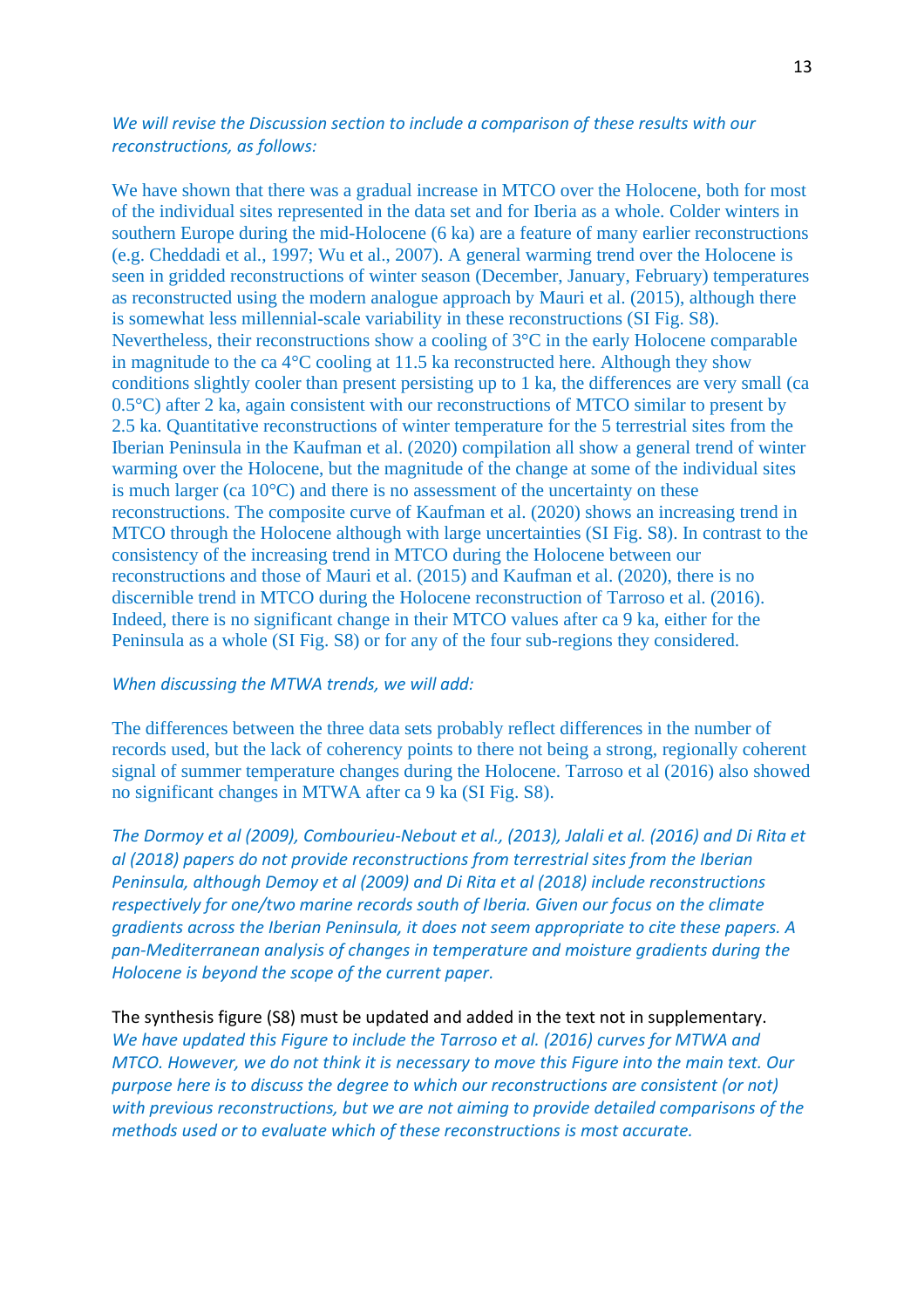*We will revise the Discussion section to include a comparison of these results with our reconstructions, as follows:*

We have shown that there was a gradual increase in MTCO over the Holocene, both for most of the individual sites represented in the data set and for Iberia as a whole. Colder winters in southern Europe during the mid-Holocene (6 ka) are a feature of many earlier reconstructions (e.g. Cheddadi et al., 1997; Wu et al., 2007). A general warming trend over the Holocene is seen in gridded reconstructions of winter season (December, January, February) temperatures as reconstructed using the modern analogue approach by Mauri et al. (2015), although there is somewhat less millennial-scale variability in these reconstructions (SI Fig. S8). Nevertheless, their reconstructions show a cooling of 3°C in the early Holocene comparable in magnitude to the ca 4°C cooling at 11.5 ka reconstructed here. Although they show conditions slightly cooler than present persisting up to 1 ka, the differences are very small (ca 0.5°C) after 2 ka, again consistent with our reconstructions of MTCO similar to present by 2.5 ka. Quantitative reconstructions of winter temperature for the 5 terrestrial sites from the Iberian Peninsula in the Kaufman et al. (2020) compilation all show a general trend of winter warming over the Holocene, but the magnitude of the change at some of the individual sites is much larger (ca 10°C) and there is no assessment of the uncertainty on these reconstructions. The composite curve of Kaufman et al. (2020) shows an increasing trend in MTCO through the Holocene although with large uncertainties (SI Fig. S8). In contrast to the consistency of the increasing trend in MTCO during the Holocene between our reconstructions and those of Mauri et al. (2015) and Kaufman et al. (2020), there is no discernible trend in MTCO during the Holocene reconstruction of Tarroso et al. (2016). Indeed, there is no significant change in their MTCO values after ca 9 ka, either for the Peninsula as a whole (SI Fig. S8) or for any of the four sub-regions they considered.

*When discussing the MTWA trends, we will add:*

The differences between the three data sets probably reflect differences in the number of records used, but the lack of coherency points to there not being a strong, regionally coherent signal of summer temperature changes during the Holocene. Tarroso et al (2016) also showed no significant changes in MTWA after ca 9 ka (SI Fig. S8).

*The Dormoy et al (2009), Combourieu-Nebout et al., (2013), Jalali et al. (2016) and Di Rita et al (2018) papers do not provide reconstructions from terrestrial sites from the Iberian Peninsula, although Demoy et al (2009) and Di Rita et al (2018) include reconstructions respectively for one/two marine records south of Iberia. Given our focus on the climate gradients across the Iberian Peninsula, it does not seem appropriate to cite these papers. A pan-Mediterranean analysis of changes in temperature and moisture gradients during the Holocene is beyond the scope of the current paper.*

The synthesis figure (S8) must be updated and added in the text not in supplementary.
*We have updated this Figure to include the Tarroso et al. (2016) curves for MTWA and MTCO. However, we do not think it is necessary to move this Figure into the main text. Our purpose here is to discuss the degree to which our reconstructions are consistent (or not) with previous reconstructions, but we are not aiming to provide detailed comparisons of the methods used or to evaluate which of these reconstructions is most accurate.*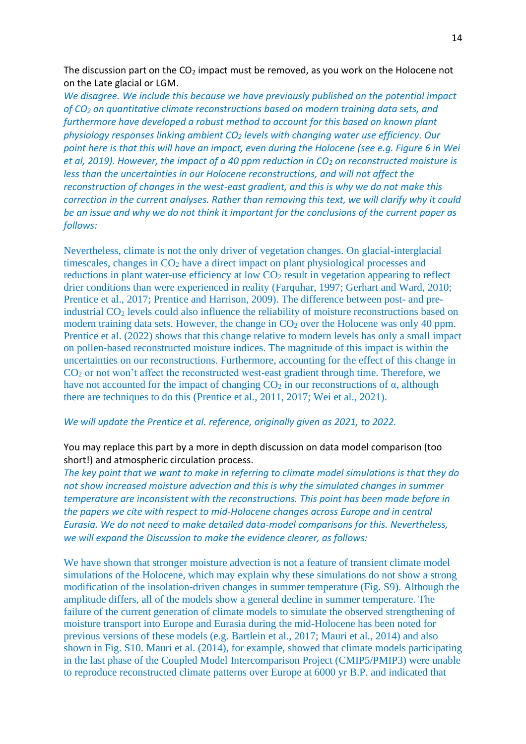The discussion part on the $CO_2$ impact must be removed, as you work on the Holocene not on the Late glacial or LGM.

*We disagree. We include this because we have previously published on the potential impact of $CO_2$ on quantitative climate reconstructions based on modern training data sets, and furthermore have developed a robust method to account for this based on known plant physiology responses linking ambient $CO_2$ levels with changing water use efficiency. Our point here is that this will have an impact, even during the Holocene (see e.g. Figure 6 in Wei et al, 2019). However, the impact of a 40 ppm reduction in $CO_2$ on reconstructed moisture is less than the uncertainties in our Holocene reconstructions, and will not affect the reconstruction of changes in the west-east gradient, and this is why we do not make this correction in the current analyses. Rather than removing this text, we will clarify why it could be an issue and why we do not think it important for the conclusions of the current paper as follows:*

Nevertheless, climate is not the only driver of vegetation changes. On glacial-interglacial timescales, changes in $CO_2$ have a direct impact on plant physiological processes and reductions in plant water-use efficiency at low $CO_2$ result in vegetation appearing to reflect drier conditions than were experienced in reality (Farquhar, 1997; Gerhart and Ward, 2010; Prentice et al., 2017; Prentice and Harrison, 2009). The difference between post- and pre-industrial $CO_2$ levels could also influence the reliability of moisture reconstructions based on modern training data sets. However, the change in $CO_2$ over the Holocene was only 40 ppm. Prentice et al. (2022) shows that this change relative to modern levels has only a small impact on pollen-based reconstructed moisture indices. The magnitude of this impact is within the uncertainties on our reconstructions. Furthermore, accounting for the effect of this change in $CO_2$ or not won't affect the reconstructed west-east gradient through time. Therefore, we have not accounted for the impact of changing $CO_2$ in our reconstructions of $\alpha$, although there are techniques to do this (Prentice et al., 2011, 2017; Wei et al., 2021).

*We will update the Prentice et al. reference, originally given as 2021, to 2022.*

You may replace this part by a more in depth discussion on data model comparison (too short!) and atmospheric circulation process.

*The key point that we want to make in referring to climate model simulations is that they do not show increased moisture advection and this is why the simulated changes in summer temperature are inconsistent with the reconstructions. This point has been made before in the papers we cite with respect to mid-Holocene changes across Europe and in central Eurasia. We do not need to make detailed data-model comparisons for this. Nevertheless, we will expand the Discussion to make the evidence clearer, as follows:*

We have shown that stronger moisture advection is not a feature of transient climate model simulations of the Holocene, which may explain why these simulations do not show a strong modification of the insolation-driven changes in summer temperature (Fig. S9). Although the amplitude differs, all of the models show a general decline in summer temperature. The failure of the current generation of climate models to simulate the observed strengthening of moisture transport into Europe and Eurasia during the mid-Holocene has been noted for previous versions of these models (e.g. Bartlein et al., 2017; Mauri et al., 2014) and also shown in Fig. S10. Mauri et al. (2014), for example, showed that climate models participating in the last phase of the Coupled Model Intercomparison Project (CMIP5/PMIP3) were unable to reproduce reconstructed climate patterns over Europe at 6000 yr B.P. and indicated that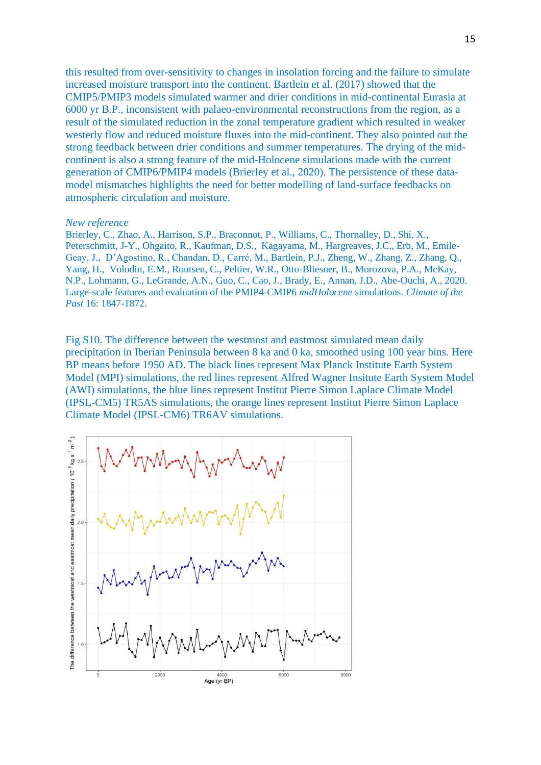this resulted from over-sensitivity to changes in insolation forcing and the failure to simulate increased moisture transport into the continent. Bartlein et al. (2017) showed that the CMIP5/PMIP3 models simulated warmer and drier conditions in mid-continental Eurasia at 6000 yr B.P., inconsistent with palaeo-environmental reconstructions from the region, as a result of the simulated reduction in the zonal temperature gradient which resulted in weaker westerly flow and reduced moisture fluxes into the mid-continent. They also pointed out the strong feedback between drier conditions and summer temperatures. The drying of the mid-continent is also a strong feature of the mid-Holocene simulations made with the current generation of CMIP6/PMIP4 models (Brierley et al., 2020). The persistence of these data-model mismatches highlights the need for better modelling of land-surface feedbacks on atmospheric circulation and moisture.

*New reference*

Brierley, C., Zhao, A., Harrison, S.P., Braconnot, P., Williams, C., Thornalley, D., Shi, X., Peterschmitt, J-Y., Ohgaito, R., Kaufman, D.S., Kagayama, M., Hargreaves, J.C., Erb, M., Emile-Geay, J., D'Agostino, R., Chandan, D., Carré, M., Bartlein, P.J., Zheng, W., Zhang, Z., Zhang, Q., Yang, H., Volodin, E.M., Routsen, C., Peltier, W.R., Otto-Bliesner, B., Morozova, P.A., McKay, N.P., Lohmann, G., LeGrande, A.N., Guo, C., Cao, J., Brady, E., Annan, J.D., Abe-Ouchi, A., 2020. Large-scale features and evaluation of the PMIP4-CMIP6 *midHolocene* simulations. *Climate of the Past* 16: 1847-1872.

Fig S10. The difference between the westmost and eastmost simulated mean daily precipitation in Iberian Peninsula between 8 ka and 0 ka, smoothed using 100 year bins. Here BP means before 1950 AD. The black lines represent Max Planck Institute Earth System Model (MPI) simulations, the red lines represent Alfred Wagner Insitute Earth System Model (AWI) simulations, the blue lines represent Institut Pierre Simon Laplace Climate Model (IPSL-CM5) TR5AS simulations, the orange lines represent Institut Pierre Simon Laplace Climate Model (IPSL-CM6) TR6AV simulations.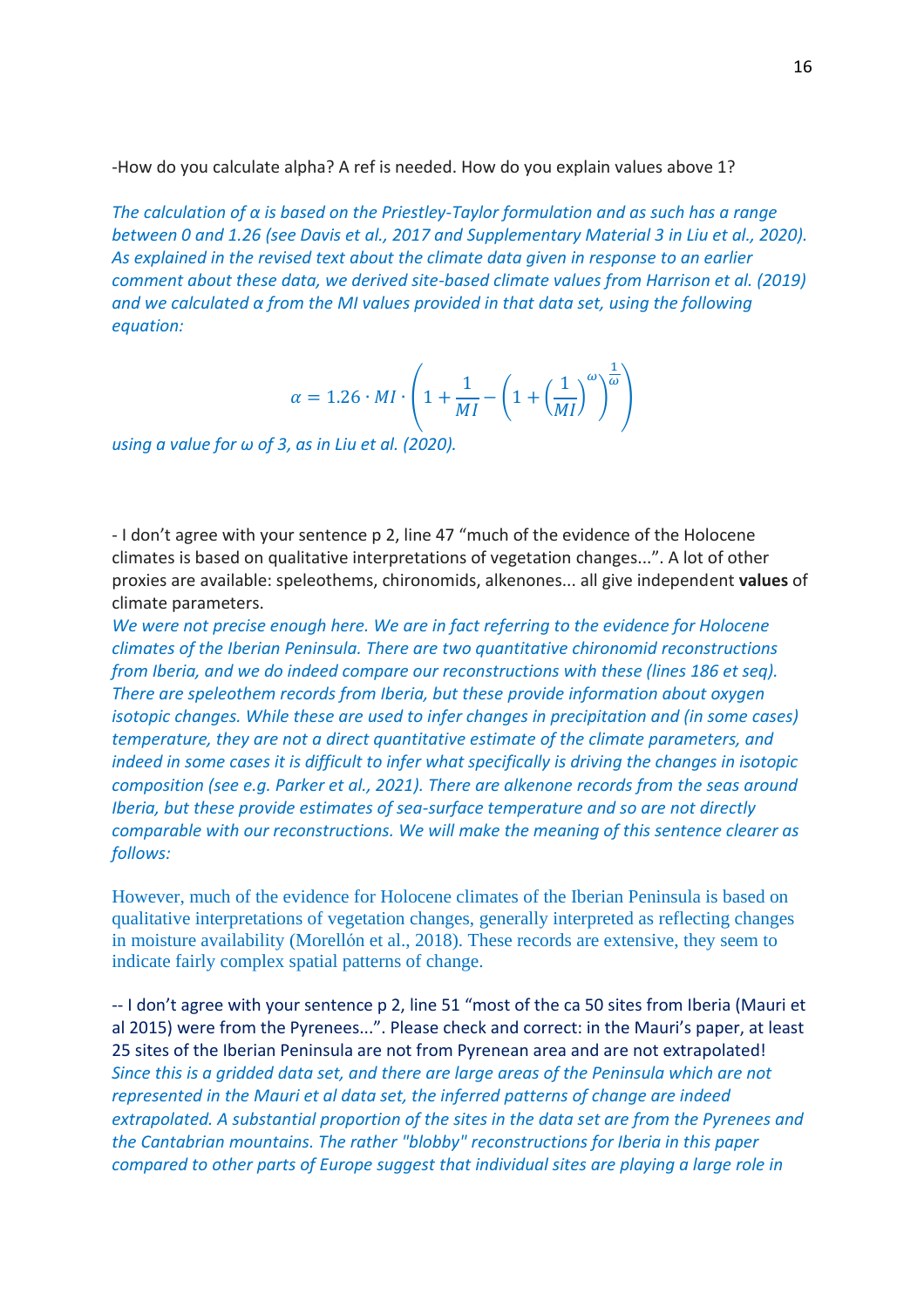-How do you calculate alpha? A ref is needed. How do you explain values above 1?

*The calculation of α is based on the Priestley-Taylor formulation and as such has a range between 0 and 1.26 (see Davis et al., 2017 and Supplementary Material 3 in Liu et al., 2020). As explained in the revised text about the climate data given in response to an earlier comment about these data, we derived site-based climate values from Harrison et al. (2019) and we calculated α from the MI values provided in that data set, using the following equation:*

$$\alpha = 1.26 \cdot MI \cdot \left(1 + \frac{1}{MI} - \left(1 + \left(\frac{1}{MI}\right)^{\omega}\right)^{\frac{1}{\omega}}\right)$$

*using a value for ω of 3, as in Liu et al. (2020).*

- I don't agree with your sentence p 2, line 47 "much of the evidence of the Holocene climates is based on qualitative interpretations of vegetation changes...". A lot of other proxies are available: speleothems, chironomids, alkenones... all give independent **values** of climate parameters.

*We were not precise enough here. We are in fact referring to the evidence for Holocene climates of the Iberian Peninsula. There are two quantitative chironomid reconstructions from Iberia, and we do indeed compare our reconstructions with these (lines 186 et seq). There are speleothem records from Iberia, but these provide information about oxygen isotopic changes. While these are used to infer changes in precipitation and (in some cases) temperature, they are not a direct quantitative estimate of the climate parameters, and indeed in some cases it is difficult to infer what specifically is driving the changes in isotopic composition (see e.g. Parker et al., 2021). There are alkenone records from the seas around Iberia, but these provide estimates of sea-surface temperature and so are not directly comparable with our reconstructions. We will make the meaning of this sentence clearer as follows:*

However, much of the evidence for Holocene climates of the Iberian Peninsula is based on qualitative interpretations of vegetation changes, generally interpreted as reflecting changes in moisture availability (Morellón et al., 2018). These records are extensive, they seem to indicate fairly complex spatial patterns of change.

-- I don't agree with your sentence p 2, line 51 "most of the ca 50 sites from Iberia (Mauri et al 2015) were from the Pyrenees...". Please check and correct: in the Mauri's paper, at least 25 sites of the Iberian Peninsula are not from Pyrenean area and are not extrapolated!

*Since this is a gridded data set, and there are large areas of the Peninsula which are not represented in the Mauri et al data set, the inferred patterns of change are indeed extrapolated. A substantial proportion of the sites in the data set are from the Pyrenees and the Cantabrian mountains. The rather "blobby" reconstructions for Iberia in this paper compared to other parts of Europe suggest that individual sites are playing a large role in*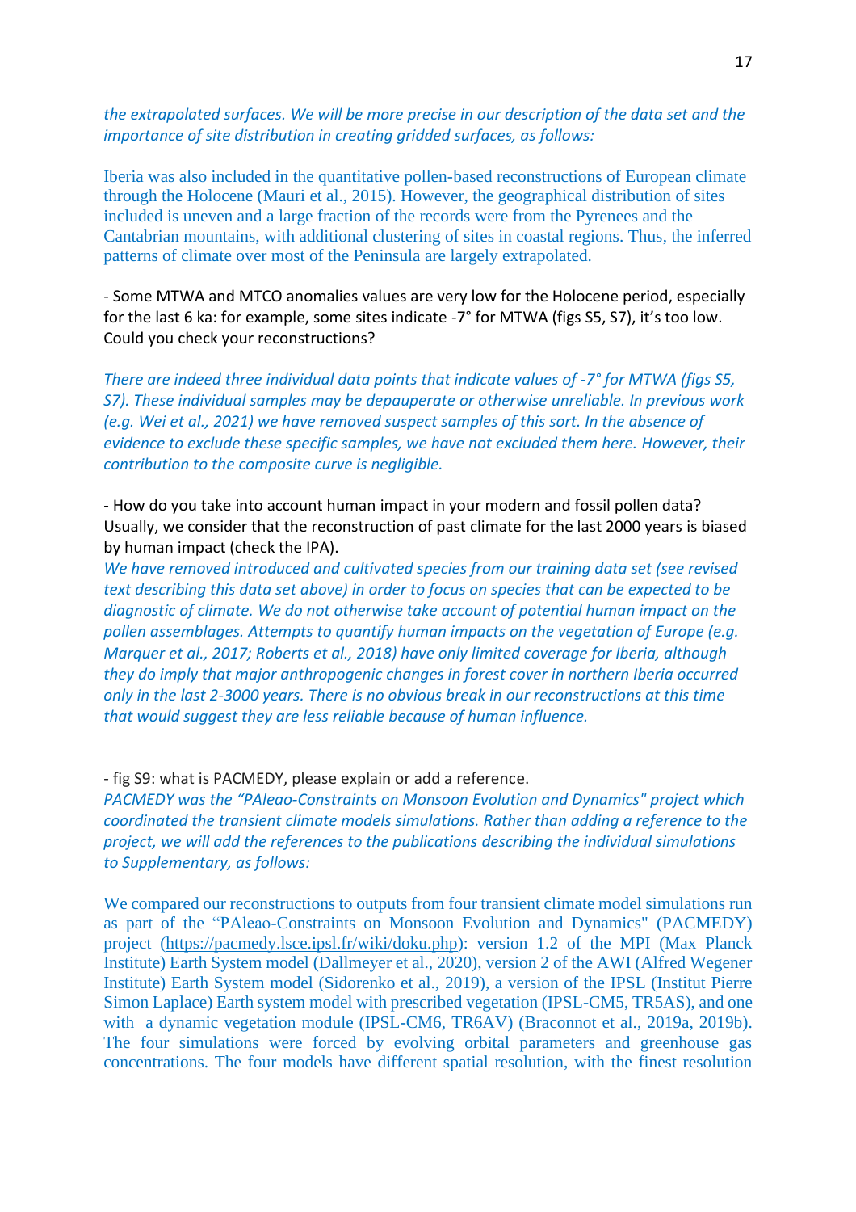*the extrapolated surfaces. We will be more precise in our description of the data set and the importance of site distribution in creating gridded surfaces, as follows:*

Iberia was also included in the quantitative pollen-based reconstructions of European climate through the Holocene (Mauri et al., 2015). However, the geographical distribution of sites included is uneven and a large fraction of the records were from the Pyrenees and the Cantabrian mountains, with additional clustering of sites in coastal regions. Thus, the inferred patterns of climate over most of the Peninsula are largely extrapolated.

- Some MTWA and MTCO anomalies values are very low for the Holocene period, especially for the last 6 ka: for example, some sites indicate -7° for MTWA (figs S5, S7), it's too low. Could you check your reconstructions?

*There are indeed three individual data points that indicate values of -7° for MTWA (figs S5, S7). These individual samples may be depauperate or otherwise unreliable. In previous work (e.g. Wei et al., 2021) we have removed suspect samples of this sort. In the absence of evidence to exclude these specific samples, we have not excluded them here. However, their contribution to the composite curve is negligible.*

- How do you take into account human impact in your modern and fossil pollen data? Usually, we consider that the reconstruction of past climate for the last 2000 years is biased by human impact (check the IPA).
*We have removed introduced and cultivated species from our training data set (see revised text describing this data set above) in order to focus on species that can be expected to be diagnostic of climate. We do not otherwise take account of potential human impact on the pollen assemblages. Attempts to quantify human impacts on the vegetation of Europe (e.g. Marquer et al., 2017; Roberts et al., 2018) have only limited coverage for Iberia, although they do imply that major anthropogenic changes in forest cover in northern Iberia occurred only in the last 2-3000 years. There is no obvious break in our reconstructions at this time that would suggest they are less reliable because of human influence.*

- fig S9: what is PACMEDY, please explain or add a reference.
*PACMEDY was the "PAleao-Constraints on Monsoon Evolution and Dynamics" project which coordinated the transient climate models simulations. Rather than adding a reference to the project, we will add the references to the publications describing the individual simulations to Supplementary, as follows:*

We compared our reconstructions to outputs from four transient climate model simulations run as part of the "PAleao-Constraints on Monsoon Evolution and Dynamics" (PACMEDY) project (https://pacmedy.lsce.ipsl.fr/wiki/doku.php): version 1.2 of the MPI (Max Planck Institute) Earth System model (Dallmeyer et al., 2020), version 2 of the AWI (Alfred Wegener Institute) Earth System model (Sidorenko et al., 2019), a version of the IPSL (Institut Pierre Simon Laplace) Earth system model with prescribed vegetation (IPSL-CM5, TR5AS), and one with a dynamic vegetation module (IPSL-CM6, TR6AV) (Braconnot et al., 2019a, 2019b). The four simulations were forced by evolving orbital parameters and greenhouse gas concentrations. The four models have different spatial resolution, with the finest resolution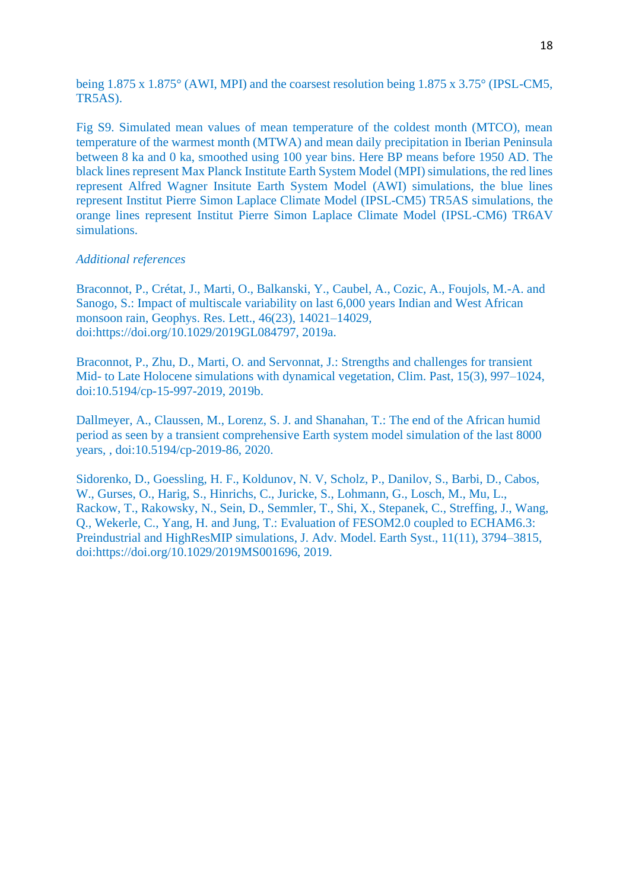being 1.875 x 1.875° (AWI, MPI) and the coarsest resolution being 1.875 x 3.75° (IPSL-CM5, TR5AS).

Fig S9. Simulated mean values of mean temperature of the coldest month (MTCO), mean temperature of the warmest month (MTWA) and mean daily precipitation in Iberian Peninsula between 8 ka and 0 ka, smoothed using 100 year bins. Here BP means before 1950 AD. The black lines represent Max Planck Institute Earth System Model (MPI) simulations, the red lines represent Alfred Wagner Insitute Earth System Model (AWI) simulations, the blue lines represent Institut Pierre Simon Laplace Climate Model (IPSL-CM5) TR5AS simulations, the orange lines represent Institut Pierre Simon Laplace Climate Model (IPSL-CM6) TR6AV simulations.

*Additional references*

Braconnot, P., Crétat, J., Marti, O., Balkanski, Y., Caubel, A., Cozic, A., Foujols, M.-A. and Sanogo, S.: Impact of multiscale variability on last 6,000 years Indian and West African monsoon rain, Geophys. Res. Lett., 46(23), 14021–14029, doi:https://doi.org/10.1029/2019GL084797, 2019a.

Braconnot, P., Zhu, D., Marti, O. and Servonnat, J.: Strengths and challenges for transient Mid- to Late Holocene simulations with dynamical vegetation, Clim. Past, 15(3), 997–1024, doi:10.5194/cp-15-997-2019, 2019b.

Dallmeyer, A., Claussen, M., Lorenz, S. J. and Shanahan, T.: The end of the African humid period as seen by a transient comprehensive Earth system model simulation of the last 8000 years, , doi:10.5194/cp-2019-86, 2020.

Sidorenko, D., Goessling, H. F., Koldunov, N. V, Scholz, P., Danilov, S., Barbi, D., Cabos, W., Gurses, O., Harig, S., Hinrichs, C., Juricke, S., Lohmann, G., Losch, M., Mu, L., Rackow, T., Rakowsky, N., Sein, D., Semmler, T., Shi, X., Stepanek, C., Streffing, J., Wang, Q., Wekerle, C., Yang, H. and Jung, T.: Evaluation of FESOM2.0 coupled to ECHAM6.3: Preindustrial and HighResMIP simulations, J. Adv. Model. Earth Syst., 11(11), 3794–3815, doi:https://doi.org/10.1029/2019MS001696, 2019.